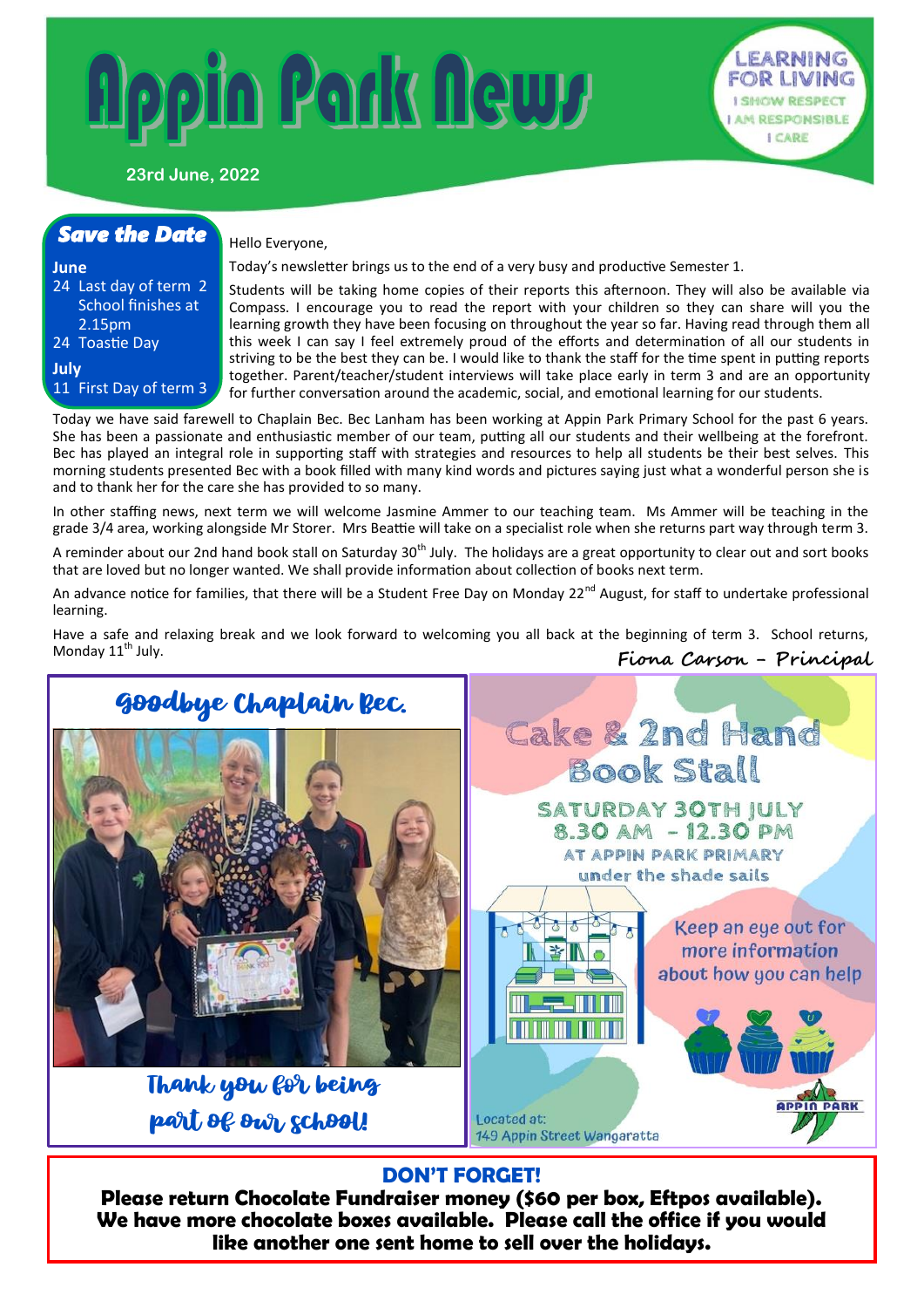# Appin Park News

LEARNING FOR LIVING
I SHOW RESPECT
I AM RESPONSIBLE
I CARE

23rd June, 2022

## Save the Date

**June**
- 24 Last day of term 2 School finishes at 2.15pm
- 24 Toastie Day

**July**
- 11 First Day of term 3

Hello Everyone,

Today's newsletter brings us to the end of a very busy and productive Semester 1.

Students will be taking home copies of their reports this afternoon. They will also be available via Compass. I encourage you to read the report with your children so they can share will you the learning growth they have been focusing on throughout the year so far. Having read through them all this week I can say I feel extremely proud of the efforts and determination of all our students in striving to be the best they can be. I would like to thank the staff for the time spent in putting reports together. Parent/teacher/student interviews will take place early in term 3 and are an opportunity for further conversation around the academic, social, and emotional learning for our students.

Today we have said farewell to Chaplain Bec. Bec Lanham has been working at Appin Park Primary School for the past 6 years. She has been a passionate and enthusiastic member of our team, putting all our students and their wellbeing at the forefront. Bec has played an integral role in supporting staff with strategies and resources to help all students be their best selves. This morning students presented Bec with a book filled with many kind words and pictures saying just what a wonderful person she is and to thank her for the care she has provided to so many.

In other staffing news, next term we will welcome Jasmine Ammer to our teaching team. Ms Ammer will be teaching in the grade 3/4 area, working alongside Mr Storer. Mrs Beattie will take on a specialist role when she returns part way through term 3.

A reminder about our 2nd hand book stall on Saturday 30th July. The holidays are a great opportunity to clear out and sort books that are loved but no longer wanted. We shall provide information about collection of books next term.

An advance notice for families, that there will be a Student Free Day on Monday 22nd August, for staff to undertake professional learning.

Have a safe and relaxing break and we look forward to welcoming you all back at the beginning of term 3. School returns, Monday 11th July.

*Fiona Carson – Principal*

## Goodbye Chaplain Bec.

Thank you for being part of our school!

## Cake & 2nd Hand Book Stall

SATURDAY 30TH JULY
8.30 AM - 12.30 PM
AT APPIN PARK PRIMARY
under the shade sails

Keep an eye out for more information about how you can help

Located at:
149 Appin Street Wangaratta

APPIN PARK

## DON'T FORGET!

**Please return Chocolate Fundraiser money ($60 per box, Eftpos available). We have more chocolate boxes available. Please call the office if you would like another one sent home to sell over the holidays.**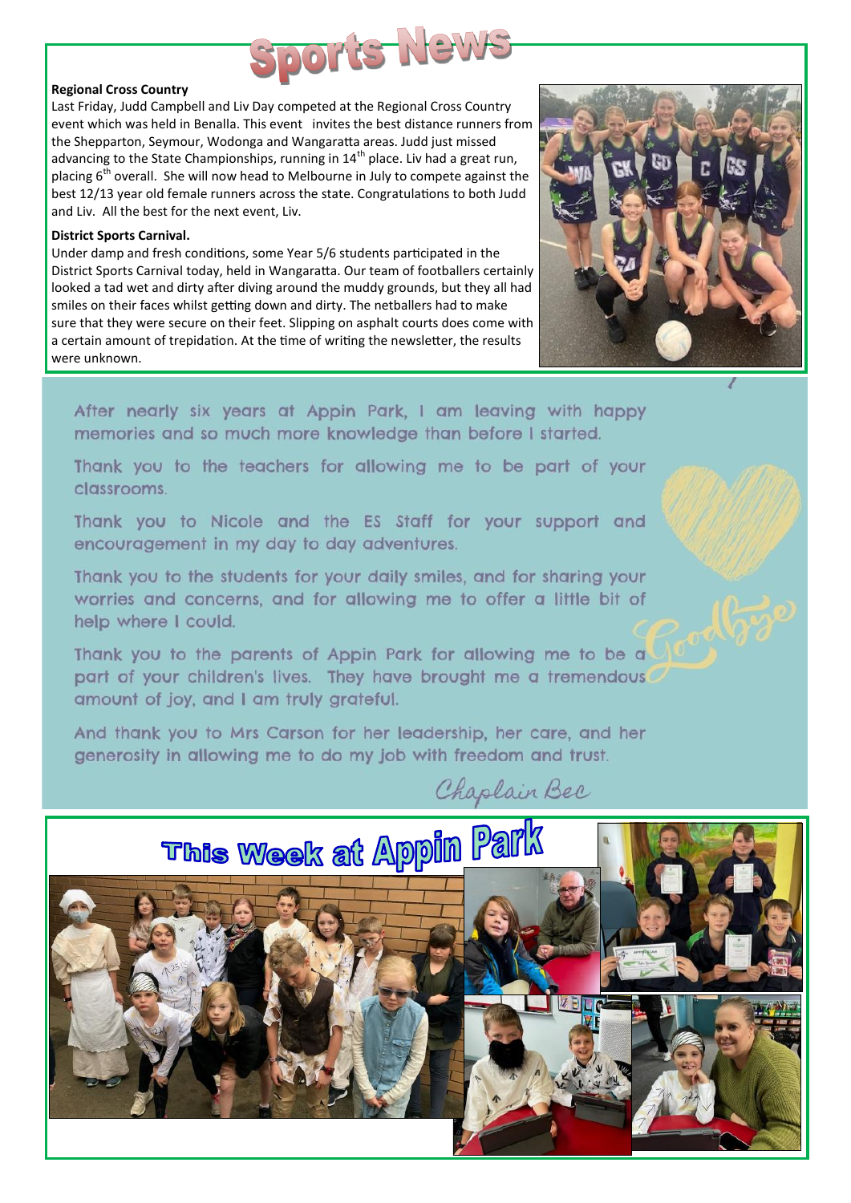# Sports News

### Regional Cross Country

Last Friday, Judd Campbell and Liv Day competed at the Regional Cross Country event which was held in Benalla. This event invites the best distance runners from the Shepparton, Seymour, Wodonga and Wangaratta areas. Judd just missed advancing to the State Championships, running in 14th place. Liv had a great run, placing 6th overall. She will now head to Melbourne in July to compete against the best 12/13 year old female runners across the state. Congratulations to both Judd and Liv. All the best for the next event, Liv.

### District Sports Carnival.

Under damp and fresh conditions, some Year 5/6 students participated in the District Sports Carnival today, held in Wangaratta. Our team of footballers certainly looked a tad wet and dirty after diving around the muddy grounds, but they all had smiles on their faces whilst getting down and dirty. The netballers had to make sure that they were secure on their feet. Slipping on asphalt courts does come with a certain amount of trepidation. At the time of writing the newsletter, the results were unknown.

---

After nearly six years at Appin Park, I am leaving with happy memories and so much more knowledge than before I started.

Thank you to the teachers for allowing me to be part of your classrooms.

Thank you to Nicole and the ES Staff for your support and encouragement in my day to day adventures.

Thank you to the students for your daily smiles, and for sharing your worries and concerns, and for allowing me to offer a little bit of help where I could.

Thank you to the parents of Appin Park for allowing me to be a part of your children's lives. They have brought me a tremendous amount of joy, and I am truly grateful.

And thank you to Mrs Carson for her leadership, her care, and her generosity in allowing me to do my job with freedom and trust.

*Chaplain Bec*

Goodbye

---

# This Week at Appin Park